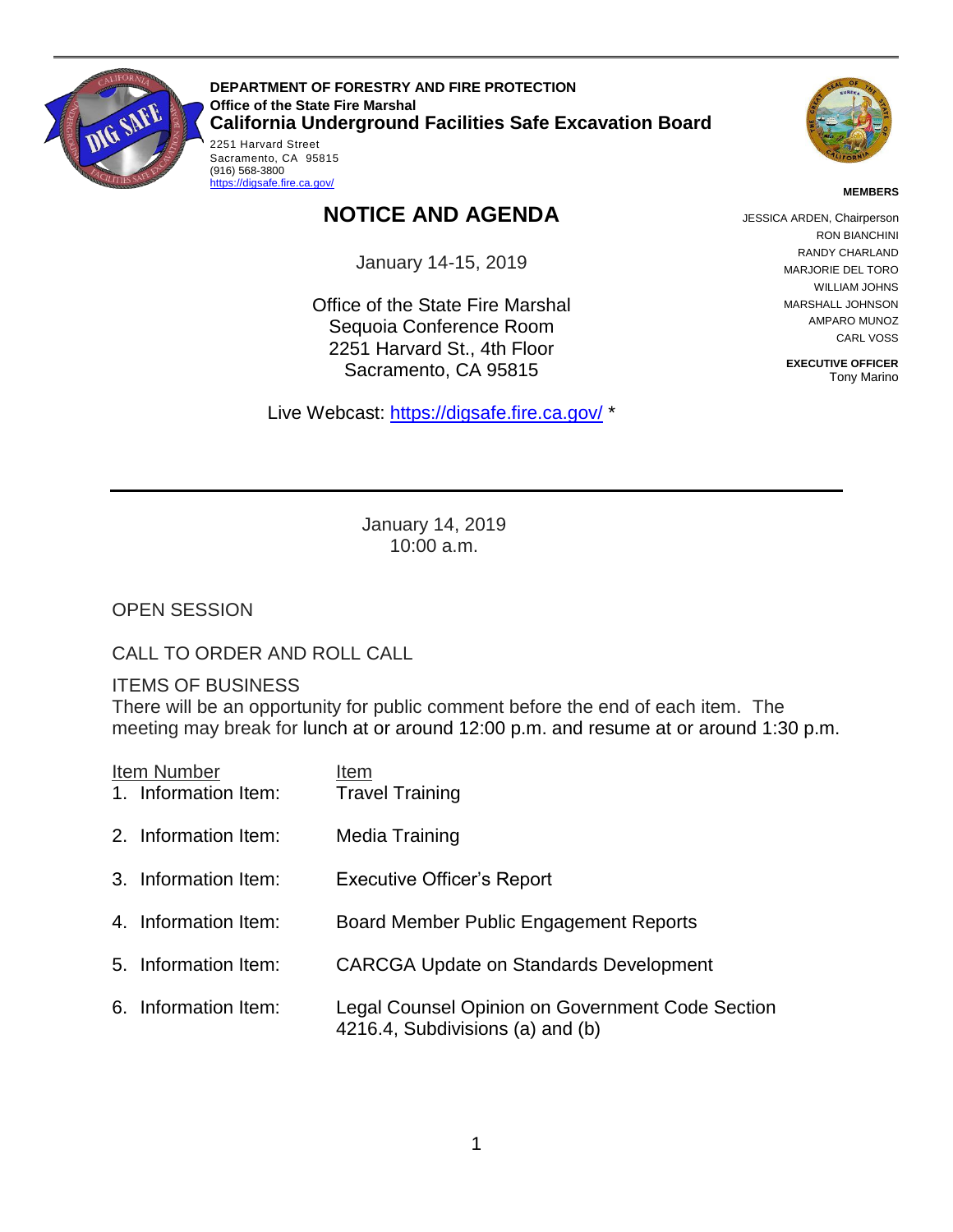**DEPARTMENT OF FORESTRY AND FIRE PROTECTION**
**Office of the State Fire Marshal**
**California Underground Facilities Safe Excavation Board**

2251 Harvard Street
Sacramento, CA 95815
(916) 568-3800
https://digsafe.fire.ca.gov/

**MEMBERS**

JESSICA ARDEN, Chairperson
RON BIANCHINI
RANDY CHARLAND
MARJORIE DEL TORO
WILLIAM JOHNS
MARSHALL JOHNSON
AMPARO MUNOZ
CARL VOSS

**EXECUTIVE OFFICER**
Tony Marino

# NOTICE AND AGENDA

January 14-15, 2019

Office of the State Fire Marshal
Sequoia Conference Room
2251 Harvard St., 4th Floor
Sacramento, CA 95815

Live Webcast: https://digsafe.fire.ca.gov/ *

---

January 14, 2019
10:00 a.m.

OPEN SESSION

CALL TO ORDER AND ROLL CALL

ITEMS OF BUSINESS

There will be an opportunity for public comment before the end of each item. The meeting may break for lunch at or around 12:00 p.m. and resume at or around 1:30 p.m.

| Item Number | Item |
|---|---|
| 1. Information Item: | Travel Training |
| 2. Information Item: | Media Training |
| 3. Information Item: | Executive Officer's Report |
| 4. Information Item: | Board Member Public Engagement Reports |
| 5. Information Item: | CARCGA Update on Standards Development |
| 6. Information Item: | Legal Counsel Opinion on Government Code Section 4216.4, Subdivisions (a) and (b) |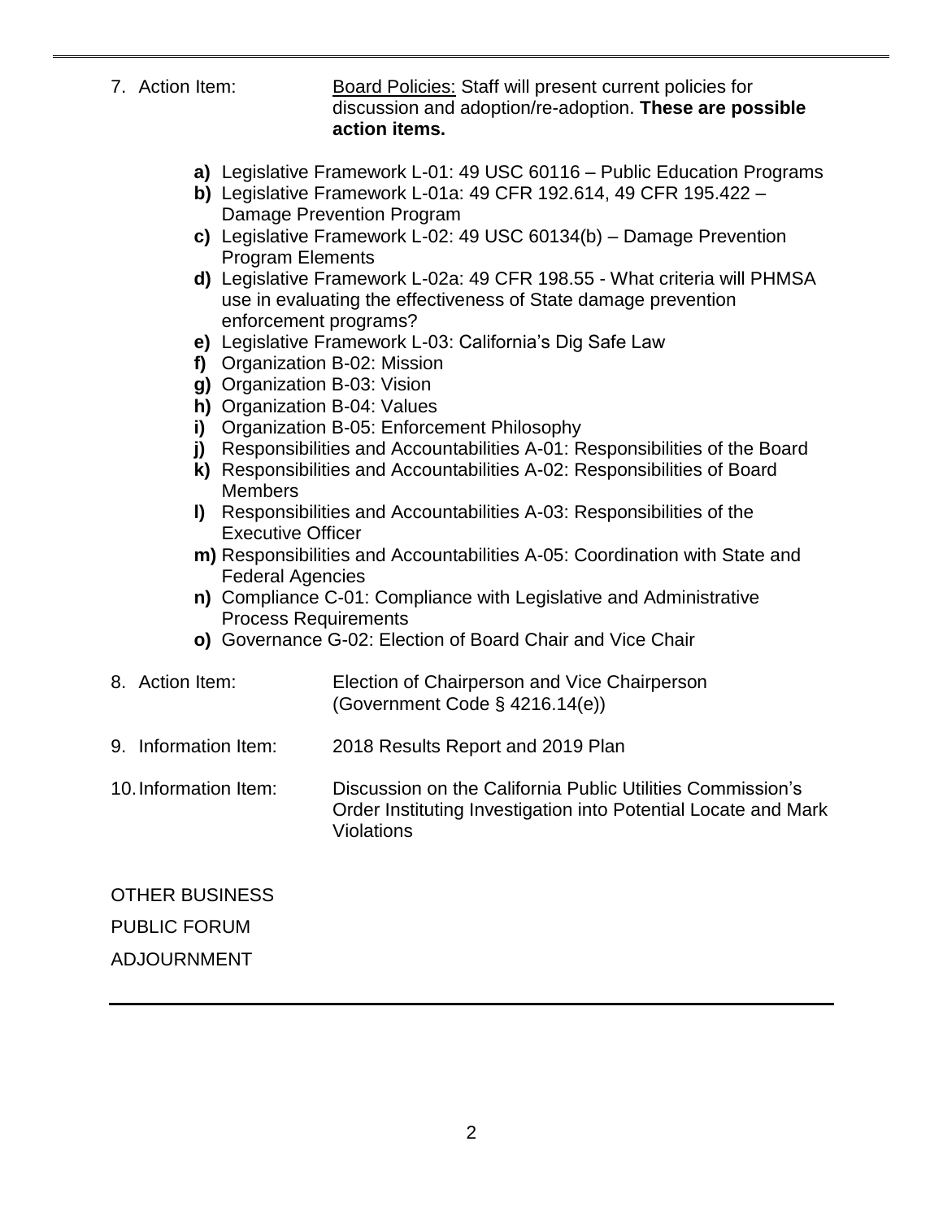7. Action Item: Board Policies: Staff will present current policies for discussion and adoption/re-adoption. **These are possible action items.**

   **a)** Legislative Framework L-01: 49 USC 60116 – Public Education Programs
   **b)** Legislative Framework L-01a: 49 CFR 192.614, 49 CFR 195.422 – Damage Prevention Program
   **c)** Legislative Framework L-02: 49 USC 60134(b) – Damage Prevention Program Elements
   **d)** Legislative Framework L-02a: 49 CFR 198.55 - What criteria will PHMSA use in evaluating the effectiveness of State damage prevention enforcement programs?
   **e)** Legislative Framework L-03: California's Dig Safe Law
   **f)** Organization B-02: Mission
   **g)** Organization B-03: Vision
   **h)** Organization B-04: Values
   **i)** Organization B-05: Enforcement Philosophy
   **j)** Responsibilities and Accountabilities A-01: Responsibilities of the Board
   **k)** Responsibilities and Accountabilities A-02: Responsibilities of Board Members
   **l)** Responsibilities and Accountabilities A-03: Responsibilities of the Executive Officer
   **m)** Responsibilities and Accountabilities A-05: Coordination with State and Federal Agencies
   **n)** Compliance C-01: Compliance with Legislative and Administrative Process Requirements
   **o)** Governance G-02: Election of Board Chair and Vice Chair

8. Action Item: Election of Chairperson and Vice Chairperson (Government Code § 4216.14(e))

9. Information Item: 2018 Results Report and 2019 Plan

10. Information Item: Discussion on the California Public Utilities Commission's Order Instituting Investigation into Potential Locate and Mark Violations

OTHER BUSINESS

PUBLIC FORUM

ADJOURNMENT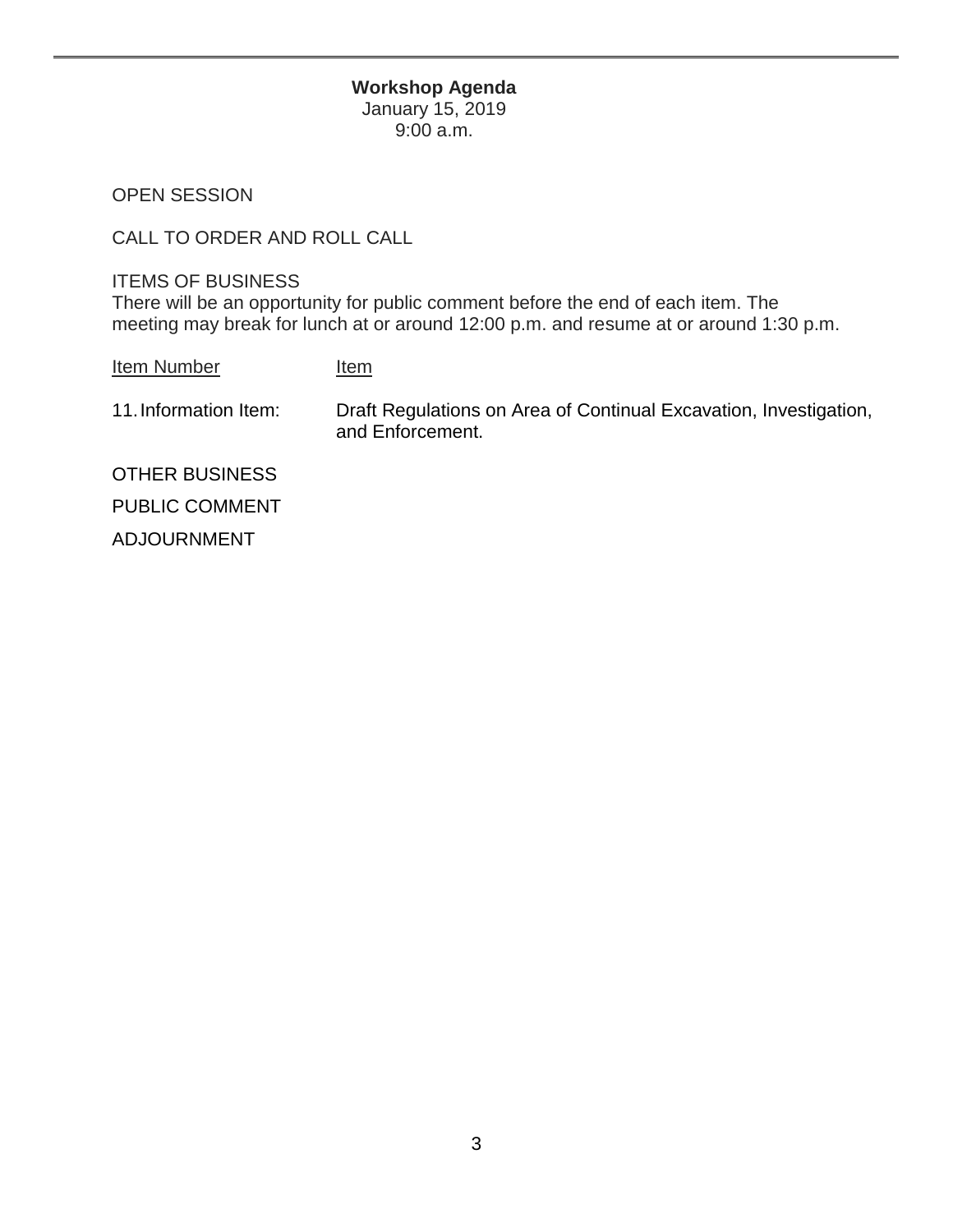**Workshop Agenda**
January 15, 2019
9:00 a.m.

OPEN SESSION

CALL TO ORDER AND ROLL CALL

ITEMS OF BUSINESS
There will be an opportunity for public comment before the end of each item. The meeting may break for lunch at or around 12:00 p.m. and resume at or around 1:30 p.m.

| Item Number | Item |
| --- | --- |
| 11. Information Item: | Draft Regulations on Area of Continual Excavation, Investigation, and Enforcement. |

OTHER BUSINESS

PUBLIC COMMENT

ADJOURNMENT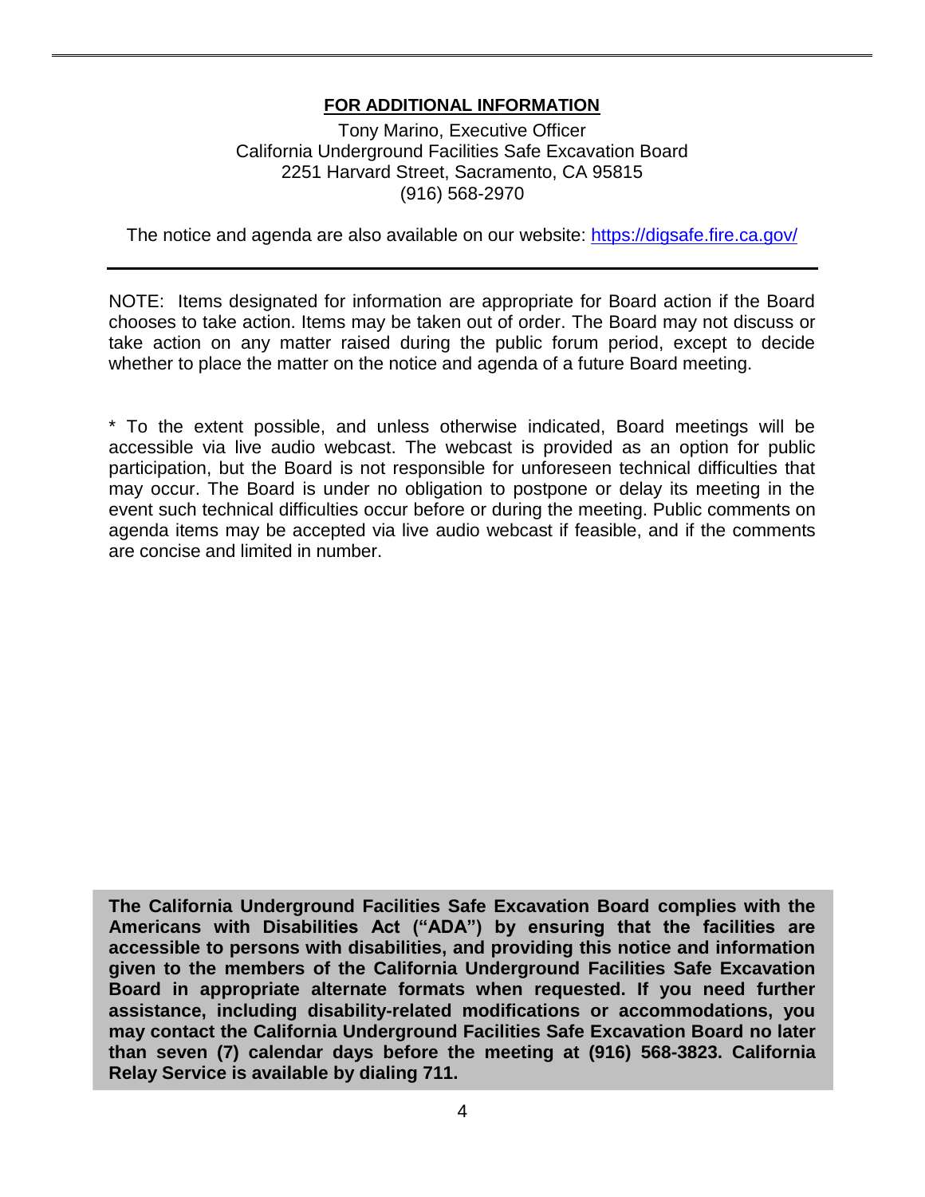**FOR ADDITIONAL INFORMATION**

Tony Marino, Executive Officer
California Underground Facilities Safe Excavation Board
2251 Harvard Street, Sacramento, CA 95815
(916) 568-2970

The notice and agenda are also available on our website: [https://digsafe.fire.ca.gov/](https://digsafe.fire.ca.gov/)

---

NOTE: Items designated for information are appropriate for Board action if the Board chooses to take action. Items may be taken out of order. The Board may not discuss or take action on any matter raised during the public forum period, except to decide whether to place the matter on the notice and agenda of a future Board meeting.

* To the extent possible, and unless otherwise indicated, Board meetings will be accessible via live audio webcast. The webcast is provided as an option for public participation, but the Board is not responsible for unforeseen technical difficulties that may occur. The Board is under no obligation to postpone or delay its meeting in the event such technical difficulties occur before or during the meeting. Public comments on agenda items may be accepted via live audio webcast if feasible, and if the comments are concise and limited in number.

**The California Underground Facilities Safe Excavation Board complies with the Americans with Disabilities Act ("ADA") by ensuring that the facilities are accessible to persons with disabilities, and providing this notice and information given to the members of the California Underground Facilities Safe Excavation Board in appropriate alternate formats when requested. If you need further assistance, including disability-related modifications or accommodations, you may contact the California Underground Facilities Safe Excavation Board no later than seven (7) calendar days before the meeting at (916) 568-3823. California Relay Service is available by dialing 711.**